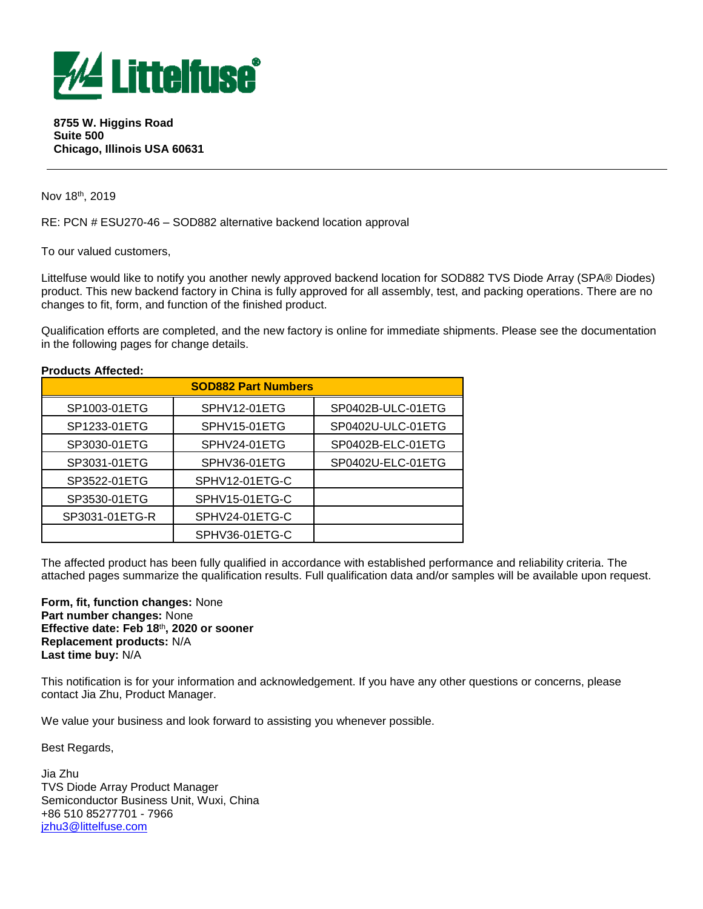**8755 W. Higgins Road**
**Suite 500**
**Chicago, Illinois USA 60631**

---

Nov 18th, 2019

RE: PCN # ESU270-46 – SOD882 alternative backend location approval

To our valued customers,

Littelfuse would like to notify you another newly approved backend location for SOD882 TVS Diode Array (SPA® Diodes) product. This new backend factory in China is fully approved for all assembly, test, and packing operations. There are no changes to fit, form, and function of the finished product.

Qualification efforts are completed, and the new factory is online for immediate shipments. Please see the documentation in the following pages for change details.

**Products Affected:**

| SOD882 Part Numbers | | |
|---|---|---|
| SP1003-01ETG | SPHV12-01ETG | SP0402B-ULC-01ETG |
| SP1233-01ETG | SPHV15-01ETG | SP0402U-ULC-01ETG |
| SP3030-01ETG | SPHV24-01ETG | SP0402B-ELC-01ETG |
| SP3031-01ETG | SPHV36-01ETG | SP0402U-ELC-01ETG |
| SP3522-01ETG | SPHV12-01ETG-C | |
| SP3530-01ETG | SPHV15-01ETG-C | |
| SP3031-01ETG-R | SPHV24-01ETG-C | |
| | SPHV36-01ETG-C | |

The affected product has been fully qualified in accordance with established performance and reliability criteria. The attached pages summarize the qualification results. Full qualification data and/or samples will be available upon request.

**Form, fit, function changes:** None
**Part number changes:** None
**Effective date: Feb 18th, 2020 or sooner**
**Replacement products:** N/A
**Last time buy:** N/A

This notification is for your information and acknowledgement. If you have any other questions or concerns, please contact Jia Zhu, Product Manager.

We value your business and look forward to assisting you whenever possible.

Best Regards,

Jia Zhu
TVS Diode Array Product Manager
Semiconductor Business Unit, Wuxi, China
+86 510 85277701 - 7966
jzhu3@littelfuse.com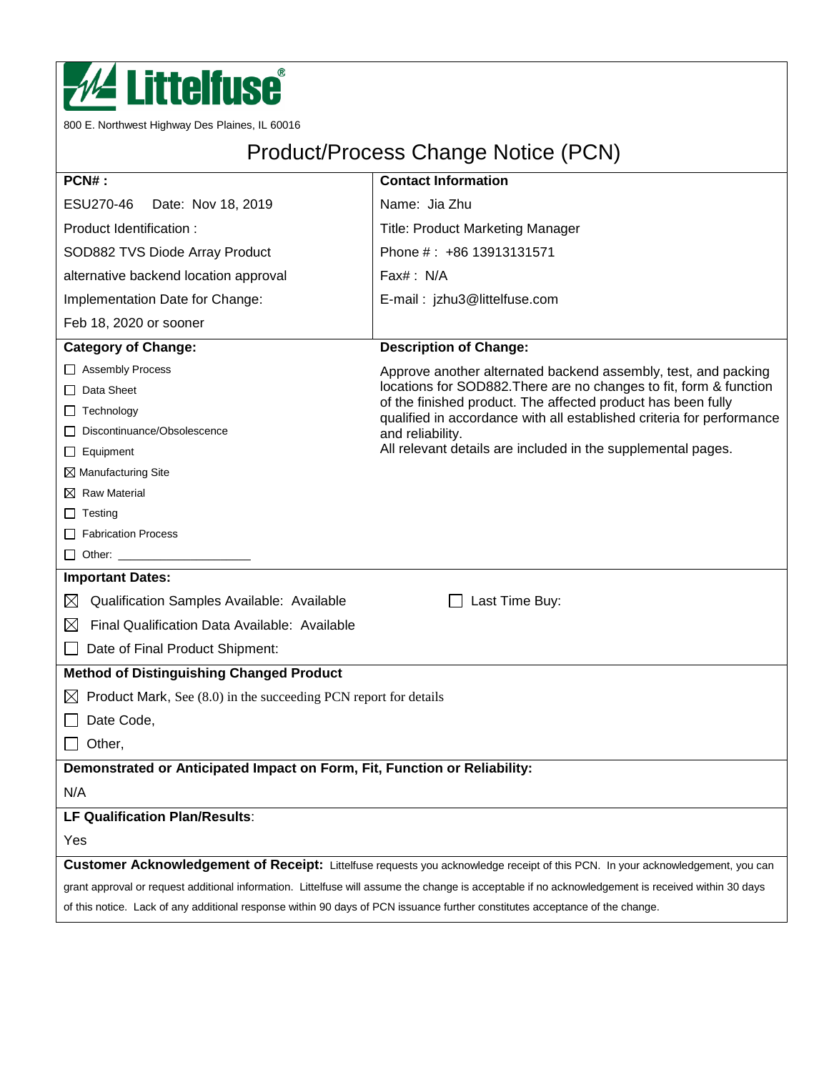**Littelfuse®**

800 E. Northwest Highway Des Plaines, IL 60016

# Product/Process Change Notice (PCN)

| **PCN# :** | **Contact Information** |
|---|---|
| ESU270-46 Date: Nov 18, 2019 | Name: Jia Zhu |
| Product Identification : | Title: Product Marketing Manager |
| SOD882 TVS Diode Array Product | Phone # : +86 13913131571 |
| alternative backend location approval | Fax# : N/A |
| Implementation Date for Change: | E-mail : jzhu3@littelfuse.com |
| Feb 18, 2020 or sooner | |

| **Category of Change:** | **Description of Change:** |
|---|---|
| ☐ Assembly Process<br>☐ Data Sheet<br>☐ Technology<br>☐ Discontinuance/Obsolescence<br>☐ Equipment<br>☒ Manufacturing Site<br>☒ Raw Material<br>☐ Testing<br>☐ Fabrication Process<br>☐ Other: ____________________ | Approve another alternated backend assembly, test, and packing locations for SOD882.There are no changes to fit, form & function of the finished product. The affected product has been fully qualified in accordance with all established criteria for performance and reliability.<br>All relevant details are included in the supplemental pages. |

**Important Dates:**

☒ Qualification Samples Available: Available ☐ Last Time Buy:

☒ Final Qualification Data Available: Available

☐ Date of Final Product Shipment:

**Method of Distinguishing Changed Product**

☒ Product Mark, See (8.0) in the succeeding PCN report for details

☐ Date Code,

☐ Other,

**Demonstrated or Anticipated Impact on Form, Fit, Function or Reliability:**

N/A

**LF Qualification Plan/Results**:

Yes

**Customer Acknowledgement of Receipt:** Littelfuse requests you acknowledge receipt of this PCN. In your acknowledgement, you can grant approval or request additional information. Littelfuse will assume the change is acceptable if no acknowledgement is received within 30 days of this notice. Lack of any additional response within 90 days of PCN issuance further constitutes acceptance of the change.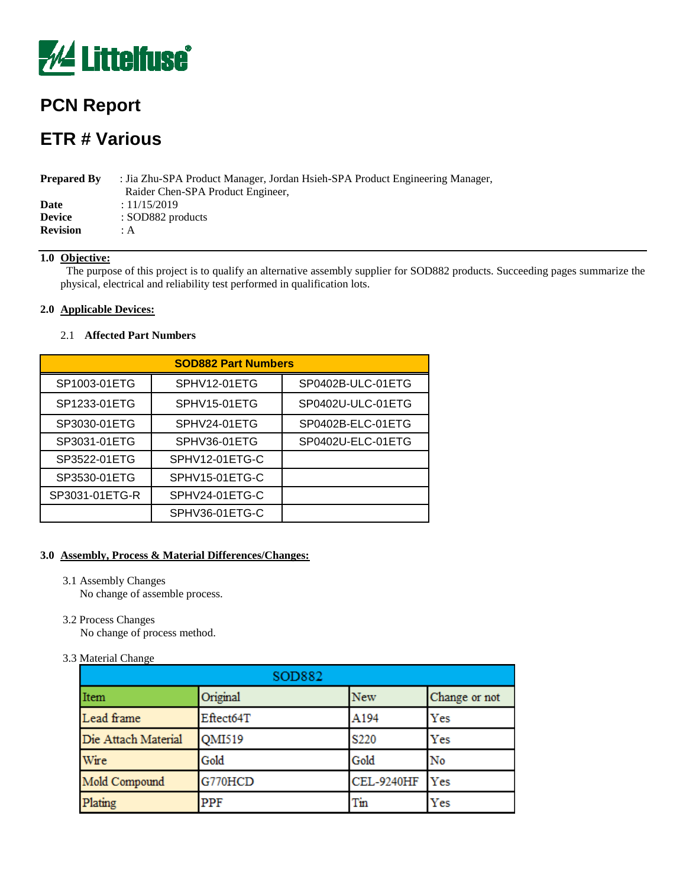Littelfuse®

# PCN Report

# ETR # Various

**Prepared By** : Jia Zhu-SPA Product Manager, Jordan Hsieh-SPA Product Engineering Manager, Raider Chen-SPA Product Engineer,
**Date** : 11/15/2019
**Device** : SOD882 products
**Revision** : A

## 1.0 Objective:

The purpose of this project is to qualify an alternative assembly supplier for SOD882 products. Succeeding pages summarize the physical, electrical and reliability test performed in qualification lots.

## 2.0 Applicable Devices:

2.1 **Affected Part Numbers**

| SOD882 Part Numbers | | |
|---|---|---|
| SP1003-01ETG | SPHV12-01ETG | SP0402B-ULC-01ETG |
| SP1233-01ETG | SPHV15-01ETG | SP0402U-ULC-01ETG |
| SP3030-01ETG | SPHV24-01ETG | SP0402B-ELC-01ETG |
| SP3031-01ETG | SPHV36-01ETG | SP0402U-ELC-01ETG |
| SP3522-01ETG | SPHV12-01ETG-C | |
| SP3530-01ETG | SPHV15-01ETG-C | |
| SP3031-01ETG-R | SPHV24-01ETG-C | |
| | SPHV36-01ETG-C | |

## 3.0 Assembly, Process & Material Differences/Changes:

3.1 Assembly Changes
No change of assemble process.

3.2 Process Changes
No change of process method.

3.3 Material Change

| SOD882 | | | |
|---|---|---|---|
| Item | Original | New | Change or not |
| Lead frame | Effect64T | A194 | Yes |
| Die Attach Material | QMI519 | S220 | Yes |
| Wire | Gold | Gold | No |
| Mold Compound | G770HCD | CEL-9240HF | Yes |
| Plating | PPF | Tin | Yes |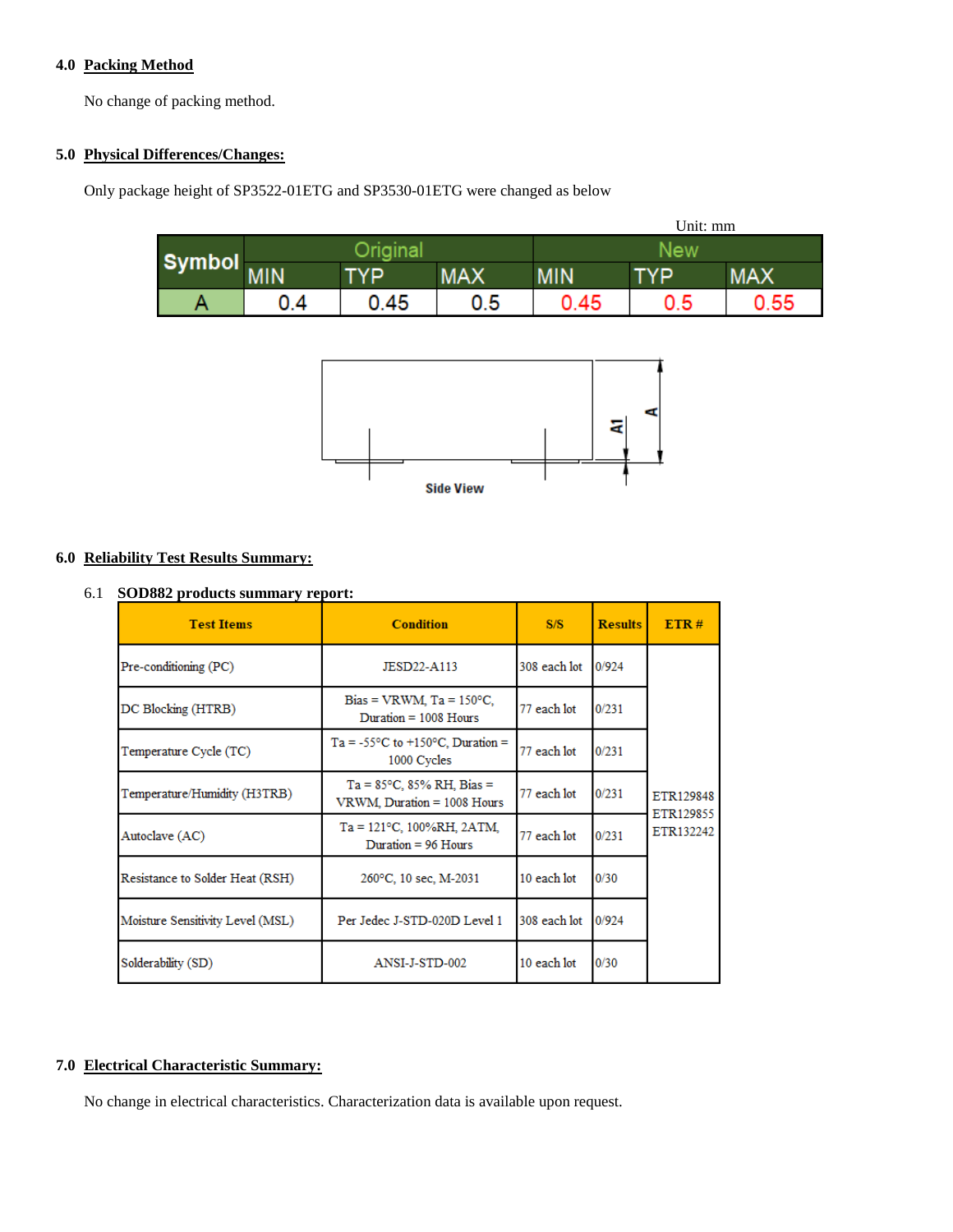### 4.0 Packing Method

No change of packing method.

### 5.0 Physical Differences/Changes:

Only package height of SP3522-01ETG and SP3530-01ETG were changed as below

Unit: mm

| Symbol | Original | | | New | | |
|---|---|---|---|---|---|---|
| | MIN | TYP | MAX | MIN | TYP | MAX |
| A | 0.4 | 0.45 | 0.5 | 0.45 | 0.5 | 0.55 |

Side View

### 6.0 Reliability Test Results Summary:

6.1 **SOD882 products summary report:**

| Test Items | Condition | S/S | Results | ETR # |
|---|---|---|---|---|
| Pre-conditioning (PC) | JESD22-A113 | 308 each lot | 0/924 | ETR129848 ETR129855 ETR132242 |
| DC Blocking (HTRB) | Bias = VRWM, Ta = 150°C, Duration = 1008 Hours | 77 each lot | 0/231 | |
| Temperature Cycle (TC) | Ta = -55°C to +150°C, Duration = 1000 Cycles | 77 each lot | 0/231 | |
| Temperature/Humidity (H3TRB) | Ta = 85°C, 85% RH, Bias = VRWM, Duration = 1008 Hours | 77 each lot | 0/231 | |
| Autoclave (AC) | Ta = 121°C, 100%RH, 2ATM, Duration = 96 Hours | 77 each lot | 0/231 | |
| Resistance to Solder Heat (RSH) | 260°C, 10 sec, M-2031 | 10 each lot | 0/30 | |
| Moisture Sensitivity Level (MSL) | Per Jedec J-STD-020D Level 1 | 308 each lot | 0/924 | |
| Solderability (SD) | ANSI-J-STD-002 | 10 each lot | 0/30 | |

### 7.0 Electrical Characteristic Summary:

No change in electrical characteristics. Characterization data is available upon request.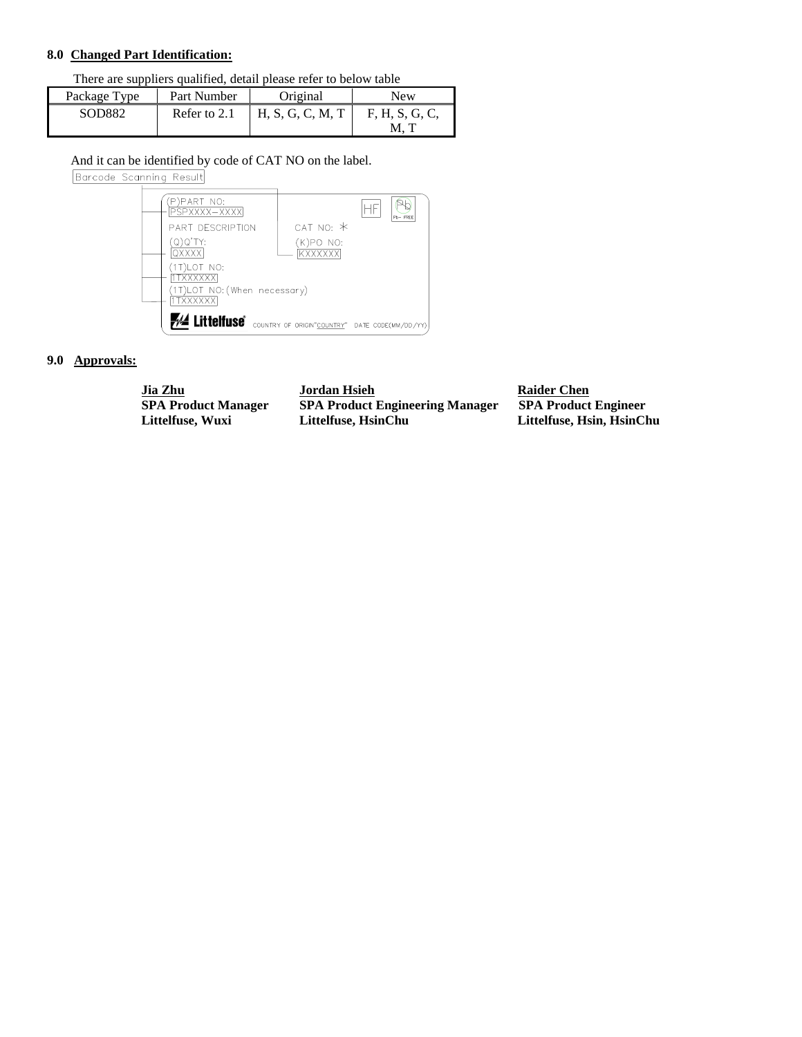## 8.0 Changed Part Identification:

There are suppliers qualified, detail please refer to below table

| Package Type | Part Number | Original | New |
|---|---|---|---|
| SOD882 | Refer to 2.1 | H, S, G, C, M, T | F, H, S, G, C, M, T |

And it can be identified by code of CAT NO on the label.

Barcode Scanning Result

(P)PART NO:
PSPXXXX–XXXX
PART DESCRIPTION
CAT NO: *
(Q)Q'TY:
QXXXX
(K)PO NO:
KXXXXXX
(1T)LOT NO:
1TXXXXXX
(1T)LOT NO:(When necessary)
1TXXXXXX
HF
Pb-FREE
Littelfuse
COUNTRY OF ORIGIN"COUNTRY" DATE CODE(MM/DD/YY)

## 9.0 Approvals:

| | | |
|---|---|---|
| **Jia Zhu** | **Jordan Hsieh** | **Raider Chen** |
| **SPA Product Manager** | **SPA Product Engineering Manager** | **SPA Product Engineer** |
| **Littelfuse, Wuxi** | **Littelfuse, HsinChu** | **Littelfuse, Hsin, HsinChu** |